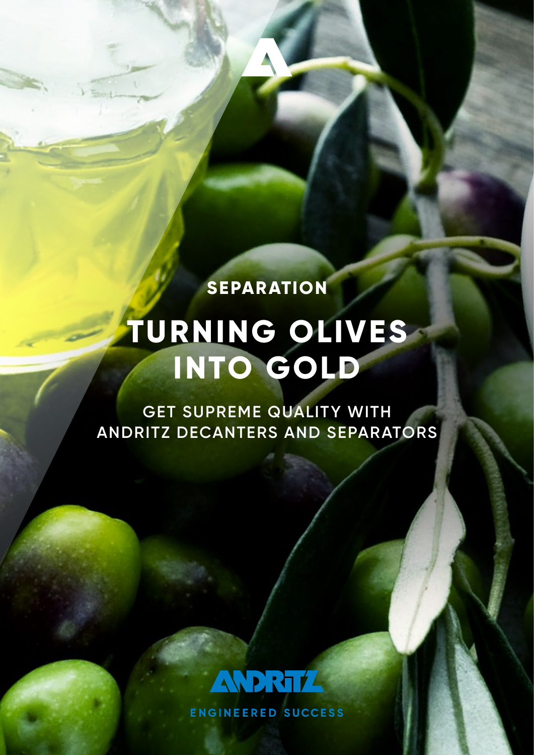SEPARATION

# TURNING OLIVES INTO GOLD

GET SUPREME QUALITY WITH ANDRITZ DECANTERS AND SEPARATORS

ANDRITZ

ENGINEERED SUCCESS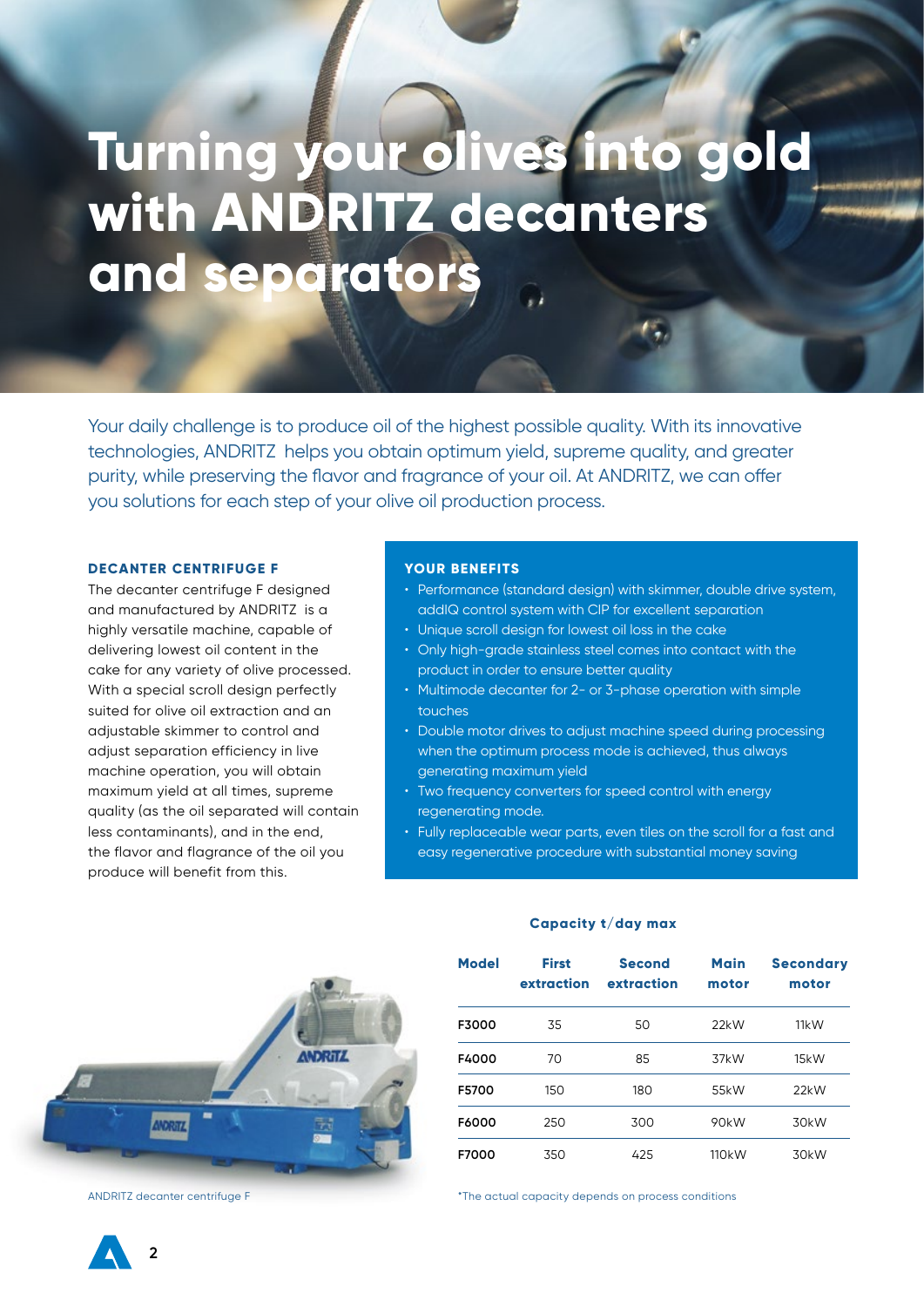# Turning your olives into gold with ANDRITZ decanters and separators

Your daily challenge is to produce oil of the highest possible quality. With its innovative technologies, ANDRITZ helps you obtain optimum yield, supreme quality, and greater purity, while preserving the flavor and fragrance of your oil. At ANDRITZ, we can offer you solutions for each step of your olive oil production process.

### DECANTER CENTRIFUGE F

The decanter centrifuge F designed and manufactured by ANDRITZ is a highly versatile machine, capable of delivering lowest oil content in the cake for any variety of olive processed. With a special scroll design perfectly suited for olive oil extraction and an adjustable skimmer to control and adjust separation efficiency in live machine operation, you will obtain maximum yield at all times, supreme quality (as the oil separated will contain less contaminants), and in the end, the flavor and flagrance of the oil you produce will benefit from this.

### YOUR BENEFITS

- Performance (standard design) with skimmer, double drive system, addIQ control system with CIP for excellent separation
- Unique scroll design for lowest oil loss in the cake
- Only high-grade stainless steel comes into contact with the product in order to ensure better quality
- Multimode decanter for 2- or 3-phase operation with simple touches
- Double motor drives to adjust machine speed during processing when the optimum process mode is achieved, thus always generating maximum yield
- Two frequency converters for speed control with energy regenerating mode.
- Fully replaceable wear parts, even tiles on the scroll for a fast and easy regenerative procedure with substantial money saving

ANDRITZ decanter centrifuge F

| Model | Capacity t/day max First extraction | Second extraction | Main motor | Secondary motor |
|---|---|---|---|---|
| F3000 | 35 | 50 | 22kW | 11kW |
| F4000 | 70 | 85 | 37kW | 15kW |
| F5700 | 150 | 180 | 55kW | 22kW |
| F6000 | 250 | 300 | 90kW | 30kW |
| F7000 | 350 | 425 | 110kW | 30kW |

*The actual capacity depends on process conditions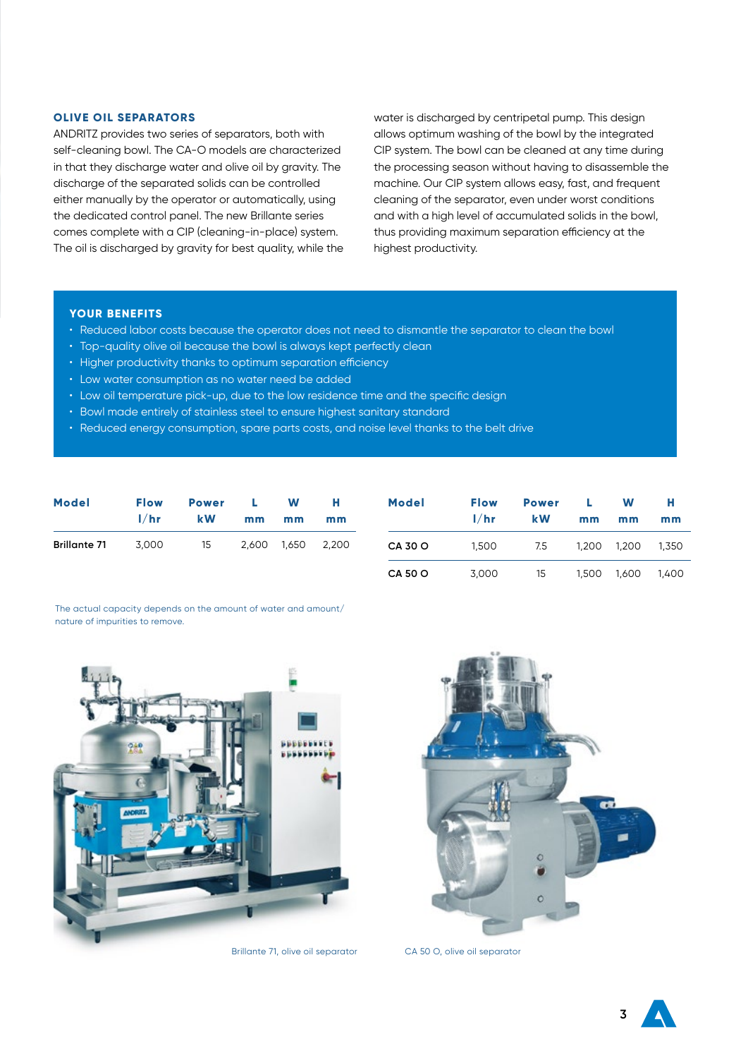## OLIVE OIL SEPARATORS

ANDRITZ provides two series of separators, both with self-cleaning bowl. The CA-O models are characterized in that they discharge water and olive oil by gravity. The discharge of the separated solids can be controlled either manually by the operator or automatically, using the dedicated control panel. The new Brillante series comes complete with a CIP (cleaning-in-place) system. The oil is discharged by gravity for best quality, while the water is discharged by centripetal pump. This design allows optimum washing of the bowl by the integrated CIP system. The bowl can be cleaned at any time during the processing season without having to disassemble the machine. Our CIP system allows easy, fast, and frequent cleaning of the separator, even under worst conditions and with a high level of accumulated solids in the bowl, thus providing maximum separation efficiency at the highest productivity.

### YOUR BENEFITS

- Reduced labor costs because the operator does not need to dismantle the separator to clean the bowl
- Top-quality olive oil because the bowl is always kept perfectly clean
- Higher productivity thanks to optimum separation efficiency
- Low water consumption as no water need be added
- Low oil temperature pick-up, due to the low residence time and the specific design
- Bowl made entirely of stainless steel to ensure highest sanitary standard
- Reduced energy consumption, spare parts costs, and noise level thanks to the belt drive

| Model | Flow l/hr | Power kW | L mm | W mm | H mm |
|---|---|---|---|---|---|
| Brillante 71 | 3,000 | 15 | 2,600 | 1,650 | 2,200 |

| Model | Flow l/hr | Power kW | L mm | W mm | H mm |
|---|---|---|---|---|---|
| CA 30 O | 1,500 | 7.5 | 1,200 | 1,200 | 1,350 |
| CA 50 O | 3,000 | 15 | 1,500 | 1,600 | 1,400 |

The actual capacity depends on the amount of water and amount/nature of impurities to remove.

Brillante 71, olive oil separator

CA 50 O, olive oil separator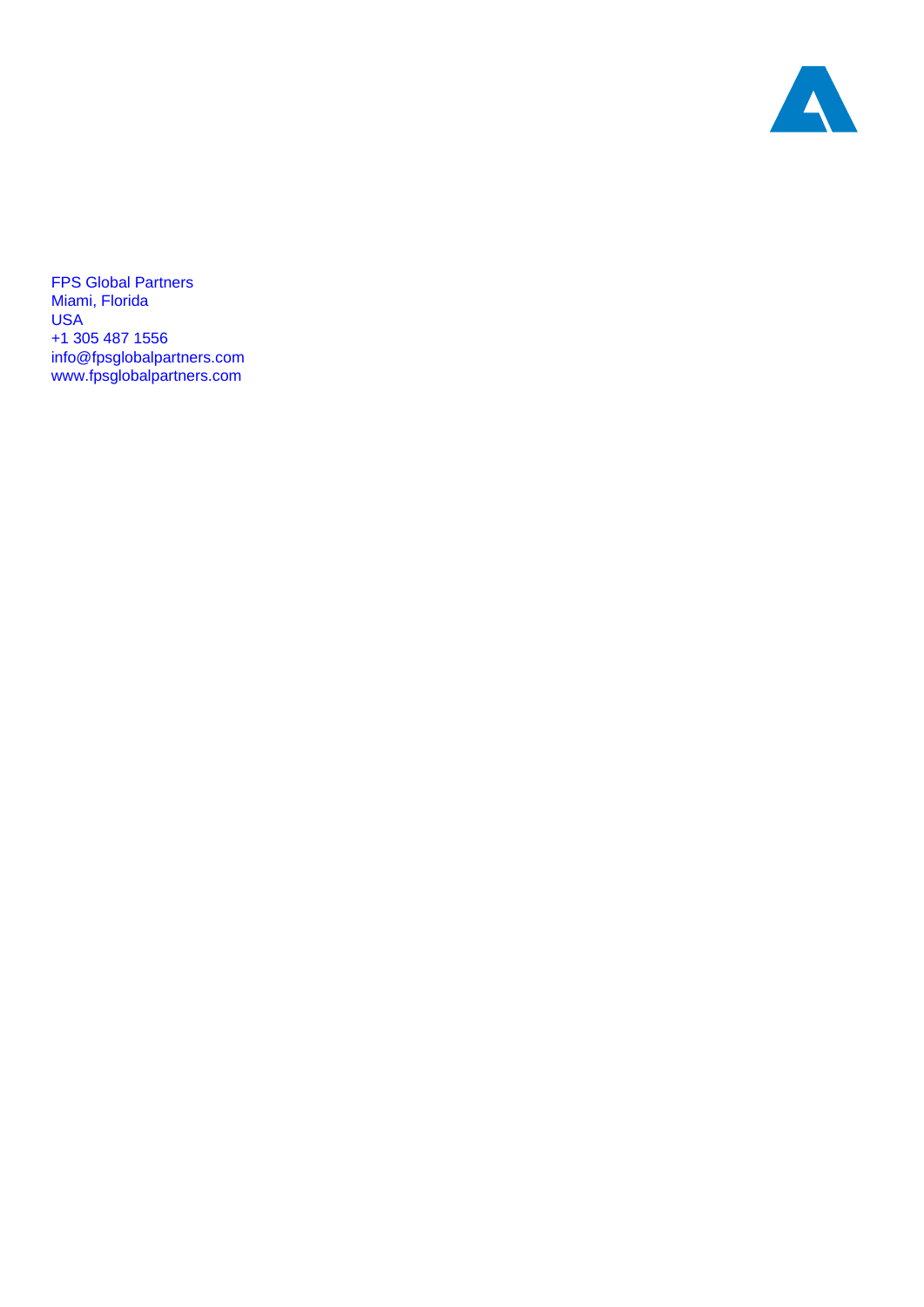FPS Global Partners
Miami, Florida
USA
+1 305 487 1556
info@fpsglobalpartners.com
www.fpsglobalpartners.com